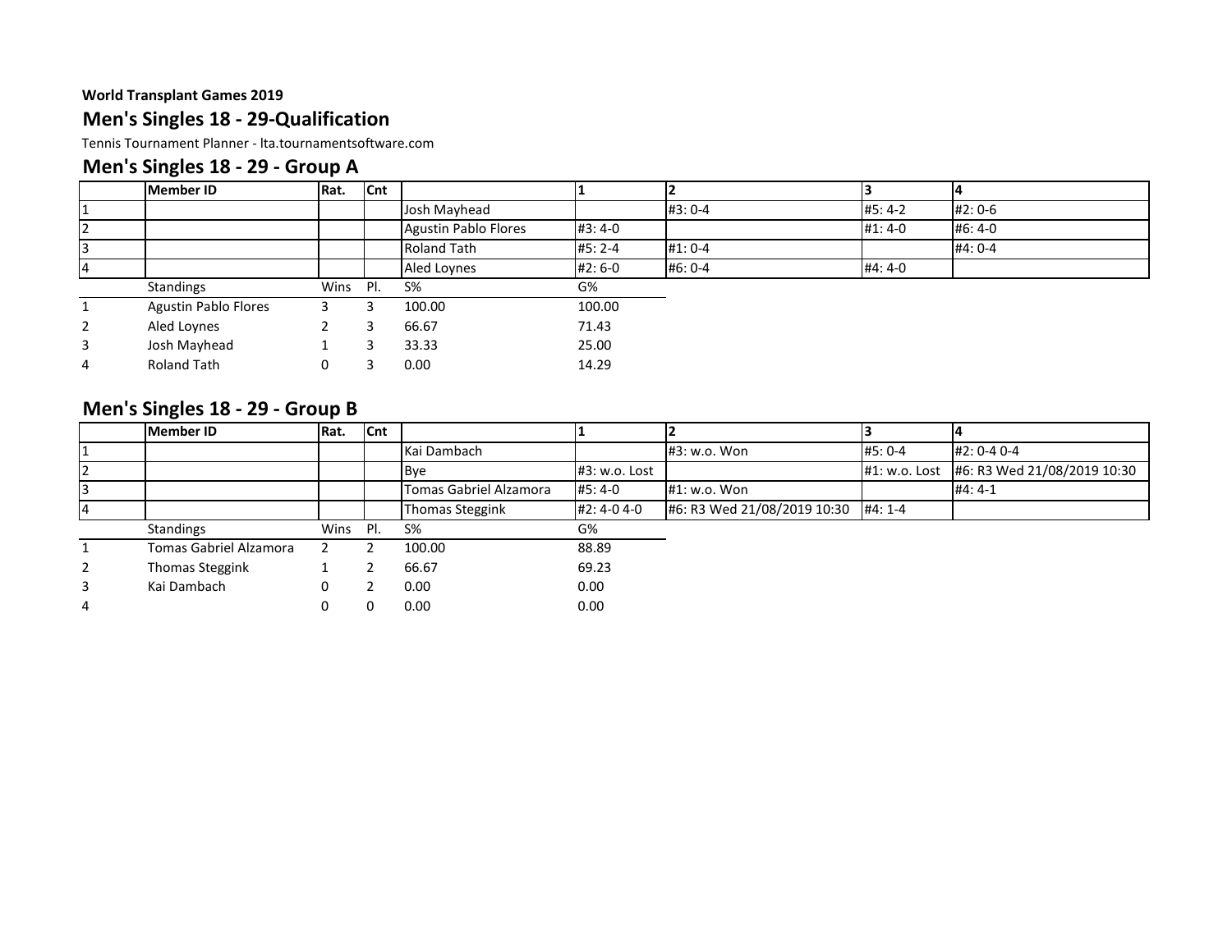**World Transplant Games 2019**

## Men's Singles 18 - 29-Qualification

Tennis Tournament Planner - lta.tournamentsoftware.com

### Men's Singles 18 - 29 - Group A

| | Member ID | Rat. | Cnt | | 1 | 2 | 3 | 4 |
|---|---|---|---|---|---|---|---|---|
| 1 | | | | Josh Mayhead | | #3: 0-4 | #5: 4-2 | #2: 0-6 |
| 2 | | | | Agustin Pablo Flores | #3: 4-0 | | #1: 4-0 | #6: 4-0 |
| 3 | | | | Roland Tath | #5: 2-4 | #1: 0-4 | | #4: 0-4 |
| 4 | | | | Aled Loynes | #2: 6-0 | #6: 0-4 | #4: 4-0 | |

| | Standings | Wins | Pl. | S% | G% |
|---|---|---|---|---|---|
| 1 | Agustin Pablo Flores | 3 | 3 | 100.00 | 100.00 |
| 2 | Aled Loynes | 2 | 3 | 66.67 | 71.43 |
| 3 | Josh Mayhead | 1 | 3 | 33.33 | 25.00 |
| 4 | Roland Tath | 0 | 3 | 0.00 | 14.29 |

### Men's Singles 18 - 29 - Group B

| | Member ID | Rat. | Cnt | | 1 | 2 | 3 | 4 |
|---|---|---|---|---|---|---|---|---|
| 1 | | | | Kai Dambach | | #3: w.o. Won | #5: 0-4 | #2: 0-4 0-4 |
| 2 | | | | Bye | #3: w.o. Lost | | #1: w.o. Lost | #6: R3 Wed 21/08/2019 10:30 |
| 3 | | | | Tomas Gabriel Alzamora | #5: 4-0 | #1: w.o. Won | | #4: 4-1 |
| 4 | | | | Thomas Steggink | #2: 4-0 4-0 | #6: R3 Wed 21/08/2019 10:30 | #4: 1-4 | |

| | Standings | Wins | Pl. | S% | G% |
|---|---|---|---|---|---|
| 1 | Tomas Gabriel Alzamora | 2 | 2 | 100.00 | 88.89 |
| 2 | Thomas Steggink | 1 | 2 | 66.67 | 69.23 |
| 3 | Kai Dambach | 0 | 2 | 0.00 | 0.00 |
| 4 | | 0 | 0 | 0.00 | 0.00 |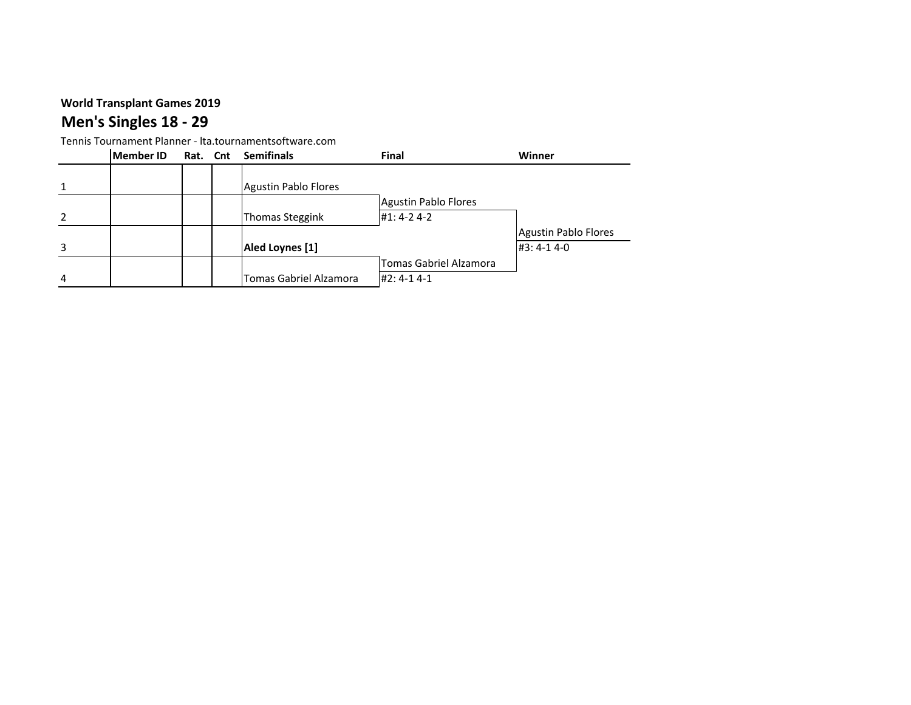**World Transplant Games 2019**

## Men's Singles 18 - 29

Tennis Tournament Planner - lta.tournamentsoftware.com

| | Member ID | Rat. | Cnt | Semifinals | Final | Winner |
|---|---|---|---|---|---|---|
| 1 | | | | Agustin Pablo Flores | | |
| | | | | | Agustin Pablo Flores | |
| 2 | | | | Thomas Steggink | #1: 4-2 4-2 | |
| | | | | | | Agustin Pablo Flores |
| 3 | | | | **Aled Loynes [1]** | | #3: 4-1 4-0 |
| | | | | | Tomas Gabriel Alzamora | |
| 4 | | | | Tomas Gabriel Alzamora | #2: 4-1 4-1 | |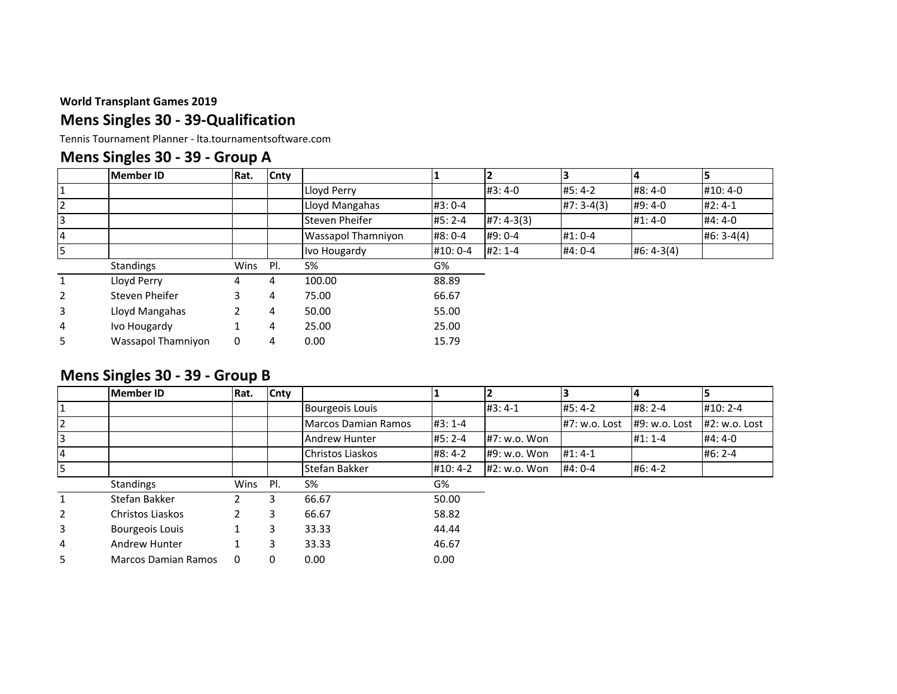**World Transplant Games 2019**

## Mens Singles 30 - 39-Qualification

Tennis Tournament Planner - lta.tournamentsoftware.com

## Mens Singles 30 - 39 - Group A

| | Member ID | Rat. | Cnty | | 1 | 2 | 3 | 4 | 5 |
|---|---|---|---|---|---|---|---|---|---|
| 1 | | | | Lloyd Perry | | #3: 4-0 | #5: 4-2 | #8: 4-0 | #10: 4-0 |
| 2 | | | | Lloyd Mangahas | #3: 0-4 | | #7: 3-4(3) | #9: 4-0 | #2: 4-1 |
| 3 | | | | Steven Pheifer | #5: 2-4 | #7: 4-3(3) | | #1: 4-0 | #4: 4-0 |
| 4 | | | | Wassapol Thamniyon | #8: 0-4 | #9: 0-4 | #1: 0-4 | | #6: 3-4(4) |
| 5 | | | | Ivo Hougardy | #10: 0-4 | #2: 1-4 | #4: 0-4 | #6: 4-3(4) | |

| | Standings | Wins | Pl. | S% | G% |
|---|---|---|---|---|---|
| 1 | Lloyd Perry | 4 | 4 | 100.00 | 88.89 |
| 2 | Steven Pheifer | 3 | 4 | 75.00 | 66.67 |
| 3 | Lloyd Mangahas | 2 | 4 | 50.00 | 55.00 |
| 4 | Ivo Hougardy | 1 | 4 | 25.00 | 25.00 |
| 5 | Wassapol Thamniyon | 0 | 4 | 0.00 | 15.79 |

## Mens Singles 30 - 39 - Group B

| | Member ID | Rat. | Cnty | | 1 | 2 | 3 | 4 | 5 |
|---|---|---|---|---|---|---|---|---|---|
| 1 | | | | Bourgeois Louis | | #3: 4-1 | #5: 4-2 | #8: 2-4 | #10: 2-4 |
| 2 | | | | Marcos Damian Ramos | #3: 1-4 | | #7: w.o. Lost | #9: w.o. Lost | #2: w.o. Lost |
| 3 | | | | Andrew Hunter | #5: 2-4 | #7: w.o. Won | | #1: 1-4 | #4: 4-0 |
| 4 | | | | Christos Liaskos | #8: 4-2 | #9: w.o. Won | #1: 4-1 | | #6: 2-4 |
| 5 | | | | Stefan Bakker | #10: 4-2 | #2: w.o. Won | #4: 0-4 | #6: 4-2 | |

| | Standings | Wins | Pl. | S% | G% |
|---|---|---|---|---|---|
| 1 | Stefan Bakker | 2 | 3 | 66.67 | 50.00 |
| 2 | Christos Liaskos | 2 | 3 | 66.67 | 58.82 |
| 3 | Bourgeois Louis | 1 | 3 | 33.33 | 44.44 |
| 4 | Andrew Hunter | 1 | 3 | 33.33 | 46.67 |
| 5 | Marcos Damian Ramos | 0 | 0 | 0.00 | 0.00 |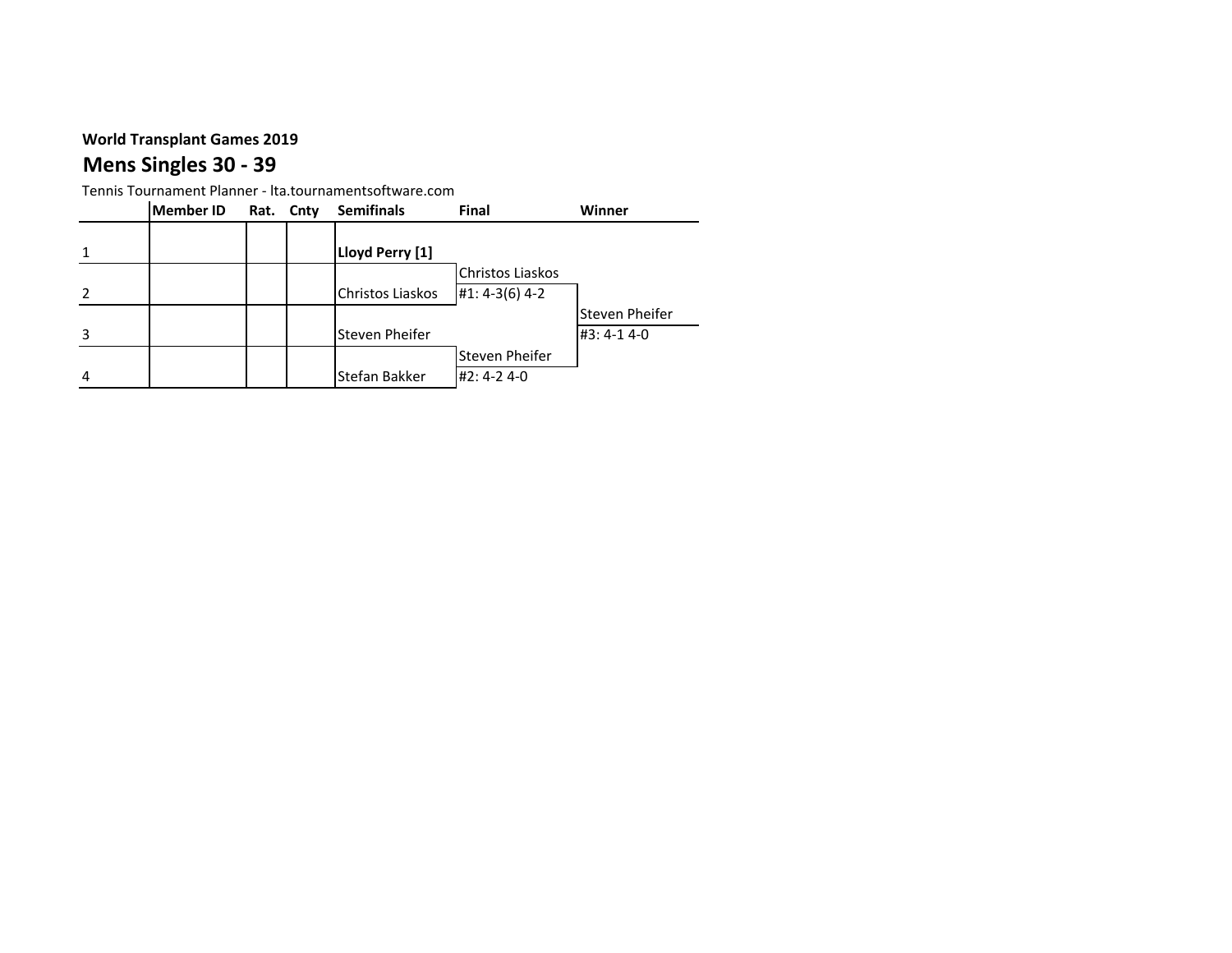**World Transplant Games 2019**

## Mens Singles 30 - 39

Tennis Tournament Planner - lta.tournamentsoftware.com

| | Member ID | Rat. | Cnty | Semifinals | Final | Winner |
|---|---|---|---|---|---|---|
| 1 | | | | **Lloyd Perry [1]** | | |
| | | | | | Christos Liaskos | |
| 2 | | | | Christos Liaskos | #1: 4-3(6) 4-2 | |
| | | | | | | Steven Pheifer |
| 3 | | | | Steven Pheifer | | #3: 4-1 4-0 |
| | | | | | Steven Pheifer | |
| 4 | | | | Stefan Bakker | #2: 4-2 4-0 | |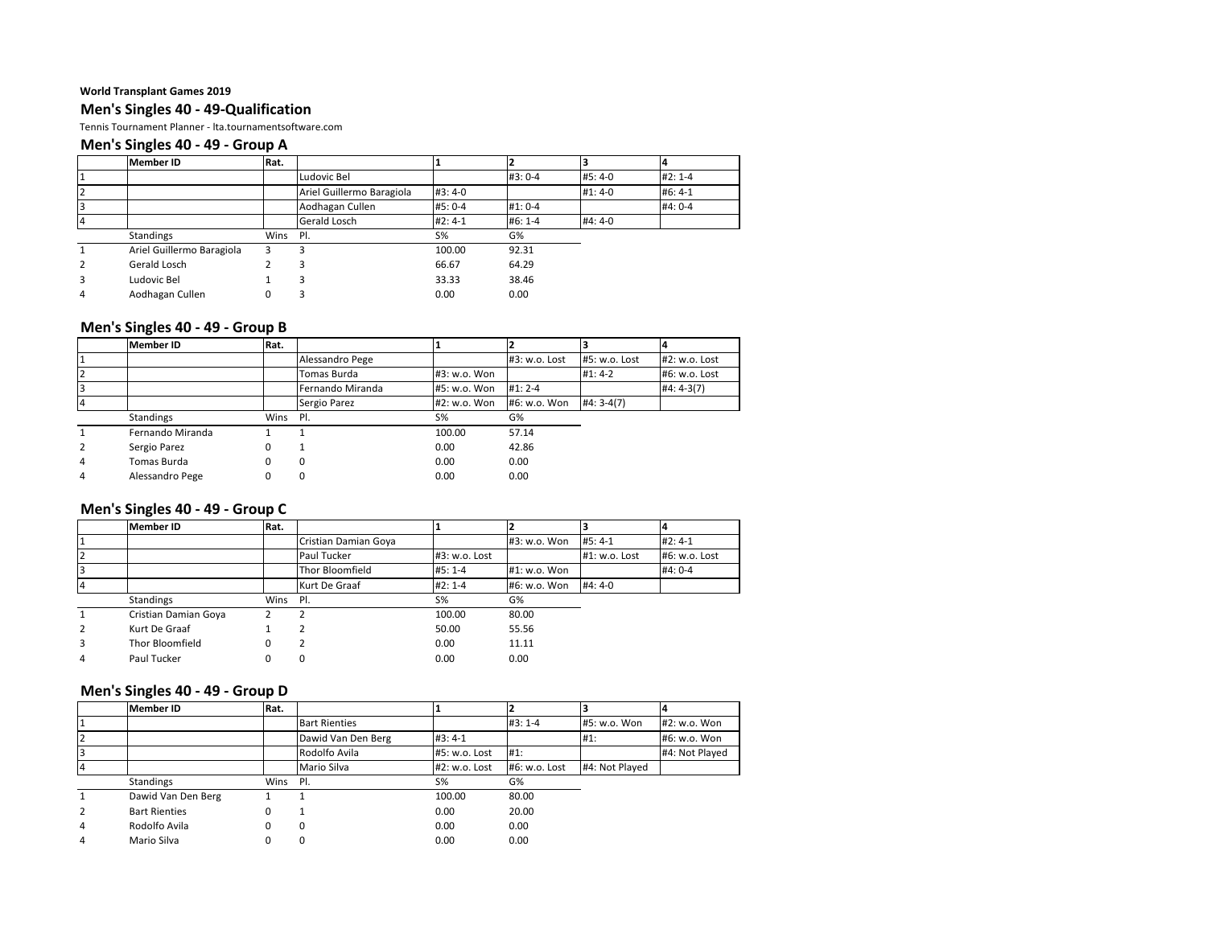**World Transplant Games 2019**

## Men's Singles 40 - 49-Qualification

Tennis Tournament Planner - lta.tournamentsoftware.com

### Men's Singles 40 - 49 - Group A

| | Member ID | Rat. | | 1 | 2 | 3 | 4 |
|---|---|---|---|---|---|---|---|
| 1 | | | Ludovic Bel | | #3: 0-4 | #5: 4-0 | #2: 1-4 |
| 2 | | | Ariel Guillermo Baragiola | #3: 4-0 | | #1: 4-0 | #6: 4-1 |
| 3 | | | Aodhagan Cullen | #5: 0-4 | #1: 0-4 | | #4: 0-4 |
| 4 | | | Gerald Losch | #2: 4-1 | #6: 1-4 | #4: 4-0 | |

| | Standings | Wins | Pl. | S% | G% |
|---|---|---|---|---|---|
| 1 | Ariel Guillermo Baragiola | 3 | 3 | 100.00 | 92.31 |
| 2 | Gerald Losch | 2 | 3 | 66.67 | 64.29 |
| 3 | Ludovic Bel | 1 | 3 | 33.33 | 38.46 |
| 4 | Aodhagan Cullen | 0 | 3 | 0.00 | 0.00 |

### Men's Singles 40 - 49 - Group B

| | Member ID | Rat. | | 1 | 2 | 3 | 4 |
|---|---|---|---|---|---|---|---|
| 1 | | | Alessandro Pege | | #3: w.o. Lost | #5: w.o. Lost | #2: w.o. Lost |
| 2 | | | Tomas Burda | #3: w.o. Won | | #1: 4-2 | #6: w.o. Lost |
| 3 | | | Fernando Miranda | #5: w.o. Won | #1: 2-4 | | #4: 4-3(7) |
| 4 | | | Sergio Parez | #2: w.o. Won | #6: w.o. Won | #4: 3-4(7) | |

| | Standings | Wins | Pl. | S% | G% |
|---|---|---|---|---|---|
| 1 | Fernando Miranda | 1 | 1 | 100.00 | 57.14 |
| 2 | Sergio Parez | 0 | 1 | 0.00 | 42.86 |
| 4 | Tomas Burda | 0 | 0 | 0.00 | 0.00 |
| 4 | Alessandro Pege | 0 | 0 | 0.00 | 0.00 |

### Men's Singles 40 - 49 - Group C

| | Member ID | Rat. | | 1 | 2 | 3 | 4 |
|---|---|---|---|---|---|---|---|
| 1 | | | Cristian Damian Goya | | #3: w.o. Won | #5: 4-1 | #2: 4-1 |
| 2 | | | Paul Tucker | #3: w.o. Lost | | #1: w.o. Lost | #6: w.o. Lost |
| 3 | | | Thor Bloomfield | #5: 1-4 | #1: w.o. Won | | #4: 0-4 |
| 4 | | | Kurt De Graaf | #2: 1-4 | #6: w.o. Won | #4: 4-0 | |

| | Standings | Wins | Pl. | S% | G% |
|---|---|---|---|---|---|
| 1 | Cristian Damian Goya | 2 | 2 | 100.00 | 80.00 |
| 2 | Kurt De Graaf | 1 | 2 | 50.00 | 55.56 |
| 3 | Thor Bloomfield | 0 | 2 | 0.00 | 11.11 |
| 4 | Paul Tucker | 0 | 0 | 0.00 | 0.00 |

### Men's Singles 40 - 49 - Group D

| | Member ID | Rat. | | 1 | 2 | 3 | 4 |
|---|---|---|---|---|---|---|---|
| 1 | | | Bart Rienties | | #3: 1-4 | #5: w.o. Won | #2: w.o. Won |
| 2 | | | Dawid Van Den Berg | #3: 4-1 | | #1: | #6: w.o. Won |
| 3 | | | Rodolfo Avila | #5: w.o. Lost | #1: | | #4: Not Played |
| 4 | | | Mario Silva | #2: w.o. Lost | #6: w.o. Lost | #4: Not Played | |

| | Standings | Wins | Pl. | S% | G% |
|---|---|---|---|---|---|
| 1 | Dawid Van Den Berg | 1 | 1 | 100.00 | 80.00 |
| 2 | Bart Rienties | 0 | 1 | 0.00 | 20.00 |
| 4 | Rodolfo Avila | 0 | 0 | 0.00 | 0.00 |
| 4 | Mario Silva | 0 | 0 | 0.00 | 0.00 |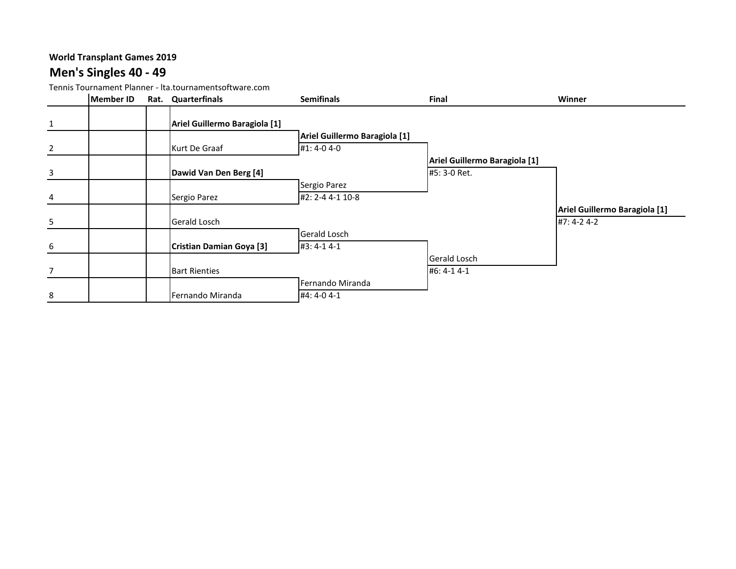**World Transplant Games 2019**

## Men's Singles 40 - 49

Tennis Tournament Planner - lta.tournamentsoftware.com

| | Member ID | Rat. | Quarterfinals | Semifinals | Final | Winner |
|---|---|---|---|---|---|---|
| 1 | | | **Ariel Guillermo Baragiola [1]** | | | |
| | | | | **Ariel Guillermo Baragiola [1]** | | |
| 2 | | | Kurt De Graaf | #1: 4-0 4-0 | | |
| | | | | | **Ariel Guillermo Baragiola [1]** | |
| 3 | | | **Dawid Van Den Berg [4]** | | #5: 3-0 Ret. | |
| | | | | Sergio Parez | | |
| 4 | | | Sergio Parez | #2: 2-4 4-1 10-8 | | |
| | | | | | | **Ariel Guillermo Baragiola [1]** |
| 5 | | | Gerald Losch | | | #7: 4-2 4-2 |
| | | | | Gerald Losch | | |
| 6 | | | **Cristian Damian Goya [3]** | #3: 4-1 4-1 | | |
| | | | | | Gerald Losch | |
| 7 | | | Bart Rienties | | #6: 4-1 4-1 | |
| | | | | Fernando Miranda | | |
| 8 | | | Fernando Miranda | #4: 4-0 4-1 | | |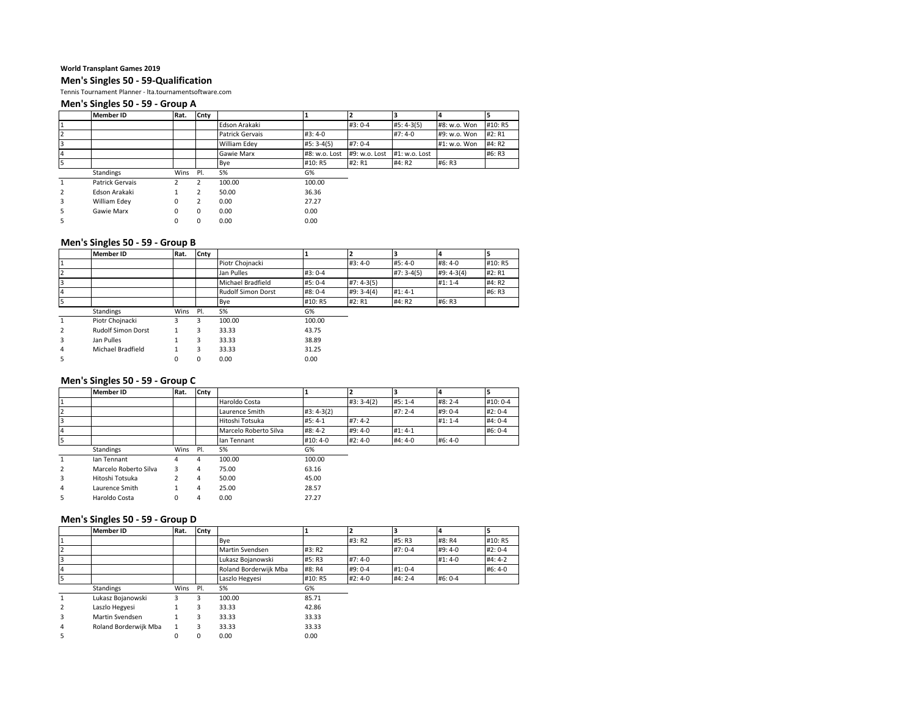**World Transplant Games 2019**

## Men's Singles 50 - 59-Qualification

Tennis Tournament Planner - lta.tournamentsoftware.com

### Men's Singles 50 - 59 - Group A

| | Member ID | Rat. | Cnty | | 1 | 2 | 3 | 4 | 5 |
|---|---|---|---|---|---|---|---|---|---|
| 1 | | | | Edson Arakaki | | #3: 0-4 | #5: 4-3(5) | #8: w.o. Won | #10: R5 |
| 2 | | | | Patrick Gervais | #3: 4-0 | | #7: 4-0 | #9: w.o. Won | #2: R1 |
| 3 | | | | William Edey | #5: 3-4(5) | #7: 0-4 | | #1: w.o. Won | #4: R2 |
| 4 | | | | Gawie Marx | #8: w.o. Lost | #9: w.o. Lost | #1: w.o. Lost | | #6: R3 |
| 5 | | | | Bye | #10: R5 | #2: R1 | #4: R2 | #6: R3 | |

| | Standings | Wins | Pl. | S% | G% |
|---|---|---|---|---|---|
| 1 | Patrick Gervais | 2 | 2 | 100.00 | 100.00 |
| 2 | Edson Arakaki | 1 | 2 | 50.00 | 36.36 |
| 3 | William Edey | 0 | 2 | 0.00 | 27.27 |
| 5 | Gawie Marx | 0 | 0 | 0.00 | 0.00 |
| 5 | | 0 | 0 | 0.00 | 0.00 |

### Men's Singles 50 - 59 - Group B

| | Member ID | Rat. | Cnty | | 1 | 2 | 3 | 4 | 5 |
|---|---|---|---|---|---|---|---|---|---|
| 1 | | | | Piotr Chojnacki | | #3: 4-0 | #5: 4-0 | #8: 4-0 | #10: R5 |
| 2 | | | | Jan Pulles | #3: 0-4 | | #7: 3-4(5) | #9: 4-3(4) | #2: R1 |
| 3 | | | | Michael Bradfield | #5: 0-4 | #7: 4-3(5) | | #1: 1-4 | #4: R2 |
| 4 | | | | Rudolf Simon Dorst | #8: 0-4 | #9: 3-4(4) | #1: 4-1 | | #6: R3 |
| 5 | | | | Bye | #10: R5 | #2: R1 | #4: R2 | #6: R3 | |

| | Standings | Wins | Pl. | S% | G% |
|---|---|---|---|---|---|
| 1 | Piotr Chojnacki | 3 | 3 | 100.00 | 100.00 |
| 2 | Rudolf Simon Dorst | 1 | 3 | 33.33 | 43.75 |
| 3 | Jan Pulles | 1 | 3 | 33.33 | 38.89 |
| 4 | Michael Bradfield | 1 | 3 | 33.33 | 31.25 |
| 5 | | 0 | 0 | 0.00 | 0.00 |

### Men's Singles 50 - 59 - Group C

| | Member ID | Rat. | Cnty | | 1 | 2 | 3 | 4 | 5 |
|---|---|---|---|---|---|---|---|---|---|
| 1 | | | | Haroldo Costa | | #3: 3-4(2) | #5: 1-4 | #8: 2-4 | #10: 0-4 |
| 2 | | | | Laurence Smith | #3: 4-3(2) | | #7: 2-4 | #9: 0-4 | #2: 0-4 |
| 3 | | | | Hitoshi Totsuka | #5: 4-1 | #7: 4-2 | | #1: 1-4 | #4: 0-4 |
| 4 | | | | Marcelo Roberto Silva | #8: 4-2 | #9: 4-0 | #1: 4-1 | | #6: 0-4 |
| 5 | | | | Ian Tennant | #10: 4-0 | #2: 4-0 | #4: 4-0 | #6: 4-0 | |

| | Standings | Wins | Pl. | S% | G% |
|---|---|---|---|---|---|
| 1 | Ian Tennant | 4 | 4 | 100.00 | 100.00 |
| 2 | Marcelo Roberto Silva | 3 | 4 | 75.00 | 63.16 |
| 3 | Hitoshi Totsuka | 2 | 4 | 50.00 | 45.00 |
| 4 | Laurence Smith | 1 | 4 | 25.00 | 28.57 |
| 5 | Haroldo Costa | 0 | 4 | 0.00 | 27.27 |

### Men's Singles 50 - 59 - Group D

| | Member ID | Rat. | Cnty | | 1 | 2 | 3 | 4 | 5 |
|---|---|---|---|---|---|---|---|---|---|
| 1 | | | | Bye | | #3: R2 | #5: R3 | #8: R4 | #10: R5 |
| 2 | | | | Martin Svendsen | #3: R2 | | #7: 0-4 | #9: 4-0 | #2: 0-4 |
| 3 | | | | Lukasz Bojanowski | #5: R3 | #7: 4-0 | | #1: 4-0 | #4: 4-2 |
| 4 | | | | Roland Borderwijk Mba | #8: R4 | #9: 0-4 | #1: 0-4 | | #6: 4-0 |
| 5 | | | | Laszlo Hegyesi | #10: R5 | #2: 4-0 | #4: 2-4 | #6: 0-4 | |

| | Standings | Wins | Pl. | S% | G% |
|---|---|---|---|---|---|
| 1 | Lukasz Bojanowski | 3 | 3 | 100.00 | 85.71 |
| 2 | Laszlo Hegyesi | 1 | 3 | 33.33 | 42.86 |
| 3 | Martin Svendsen | 1 | 3 | 33.33 | 33.33 |
| 4 | Roland Borderwijk Mba | 1 | 3 | 33.33 | 33.33 |
| 5 | | 0 | 0 | 0.00 | 0.00 |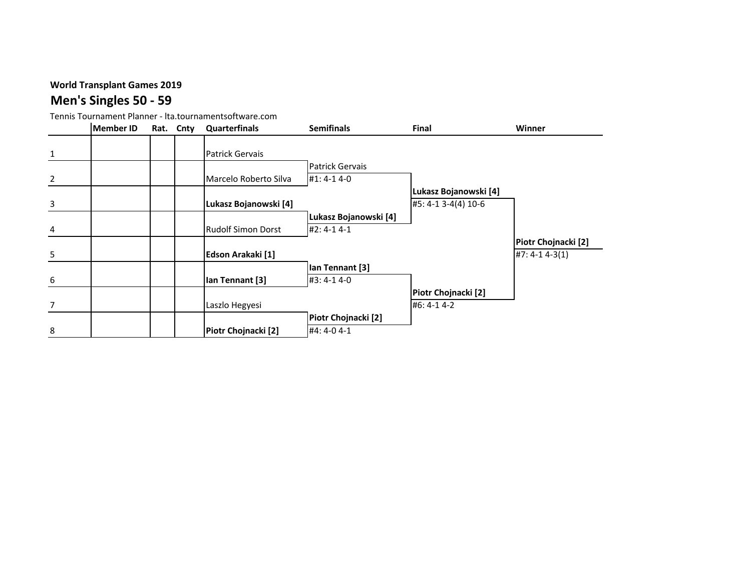**World Transplant Games 2019**

## Men's Singles 50 - 59

Tennis Tournament Planner - lta.tournamentsoftware.com

| | Member ID | Rat. | Cnty | Quarterfinals | Semifinals | Final | Winner |
|---|---|---|---|---|---|---|---|
| 1 | | | | Patrick Gervais | | | |
| | | | | | Patrick Gervais | | |
| 2 | | | | Marcelo Roberto Silva | #1: 4-1 4-0 | | |
| | | | | | | **Lukasz Bojanowski [4]** | |
| 3 | | | | **Lukasz Bojanowski [4]** | | #5: 4-1 3-4(4) 10-6 | |
| | | | | | **Lukasz Bojanowski [4]** | | |
| 4 | | | | Rudolf Simon Dorst | #2: 4-1 4-1 | | |
| | | | | | | | **Piotr Chojnacki [2]** |
| 5 | | | | **Edson Arakaki [1]** | | | #7: 4-1 4-3(1) |
| | | | | | **Ian Tennant [3]** | | |
| 6 | | | | **Ian Tennant [3]** | #3: 4-1 4-0 | | |
| | | | | | | **Piotr Chojnacki [2]** | |
| 7 | | | | Laszlo Hegyesi | | #6: 4-1 4-2 | |
| | | | | | **Piotr Chojnacki [2]** | | |
| 8 | | | | **Piotr Chojnacki [2]** | #4: 4-0 4-1 | | |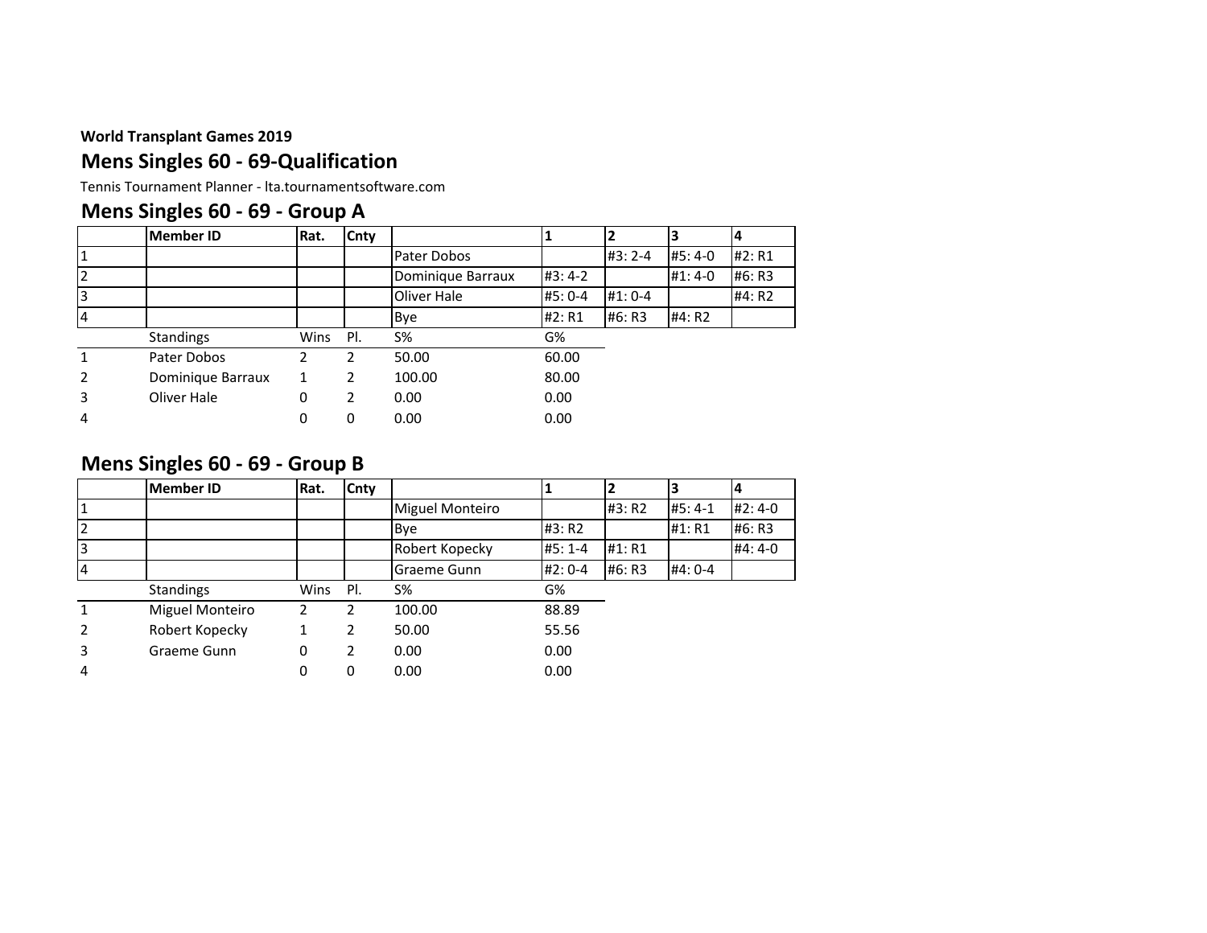**World Transplant Games 2019**

## Mens Singles 60 - 69-Qualification

Tennis Tournament Planner - lta.tournamentsoftware.com

## Mens Singles 60 - 69 - Group A

| | Member ID | Rat. | Cnty | | 1 | 2 | 3 | 4 |
|---|---|---|---|---|---|---|---|---|
| 1 | | | | Pater Dobos | | #3: 2-4 | #5: 4-0 | #2: R1 |
| 2 | | | | Dominique Barraux | #3: 4-2 | | #1: 4-0 | #6: R3 |
| 3 | | | | Oliver Hale | #5: 0-4 | #1: 0-4 | | #4: R2 |
| 4 | | | | Bye | #2: R1 | #6: R3 | #4: R2 | |

| | Standings | Wins | Pl. | S% | G% |
|---|---|---|---|---|---|
| 1 | Pater Dobos | 2 | 2 | 50.00 | 60.00 |
| 2 | Dominique Barraux | 1 | 2 | 100.00 | 80.00 |
| 3 | Oliver Hale | 0 | 2 | 0.00 | 0.00 |
| 4 | | 0 | 0 | 0.00 | 0.00 |

## Mens Singles 60 - 69 - Group B

| | Member ID | Rat. | Cnty | | 1 | 2 | 3 | 4 |
|---|---|---|---|---|---|---|---|---|
| 1 | | | | Miguel Monteiro | | #3: R2 | #5: 4-1 | #2: 4-0 |
| 2 | | | | Bye | #3: R2 | | #1: R1 | #6: R3 |
| 3 | | | | Robert Kopecky | #5: 1-4 | #1: R1 | | #4: 4-0 |
| 4 | | | | Graeme Gunn | #2: 0-4 | #6: R3 | #4: 0-4 | |

| | Standings | Wins | Pl. | S% | G% |
|---|---|---|---|---|---|
| 1 | Miguel Monteiro | 2 | 2 | 100.00 | 88.89 |
| 2 | Robert Kopecky | 1 | 2 | 50.00 | 55.56 |
| 3 | Graeme Gunn | 0 | 2 | 0.00 | 0.00 |
| 4 | | 0 | 0 | 0.00 | 0.00 |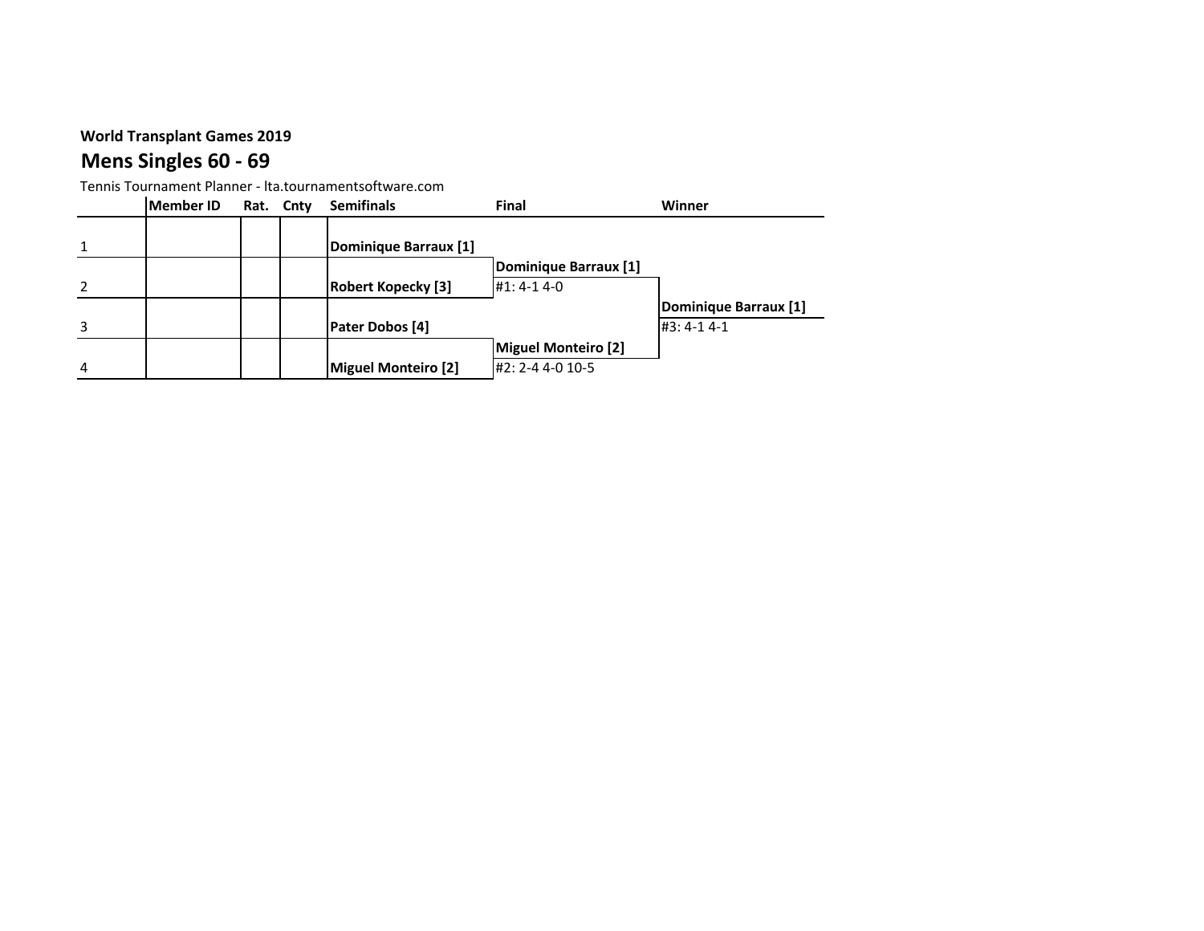**World Transplant Games 2019**

## Mens Singles 60 - 69

Tennis Tournament Planner - lta.tournamentsoftware.com

| | Member ID | Rat. | Cnty | Semifinals | Final | Winner |
|---|---|---|---|---|---|---|
| 1 | | | | **Dominique Barraux [1]** | | |
| | | | | | **Dominique Barraux [1]** | |
| 2 | | | | **Robert Kopecky [3]** | #1: 4-1 4-0 | |
| | | | | | | **Dominique Barraux [1]** |
| 3 | | | | **Pater Dobos [4]** | | #3: 4-1 4-1 |
| | | | | | **Miguel Monteiro [2]** | |
| 4 | | | | **Miguel Monteiro [2]** | #2: 2-4 4-0 10-5 | |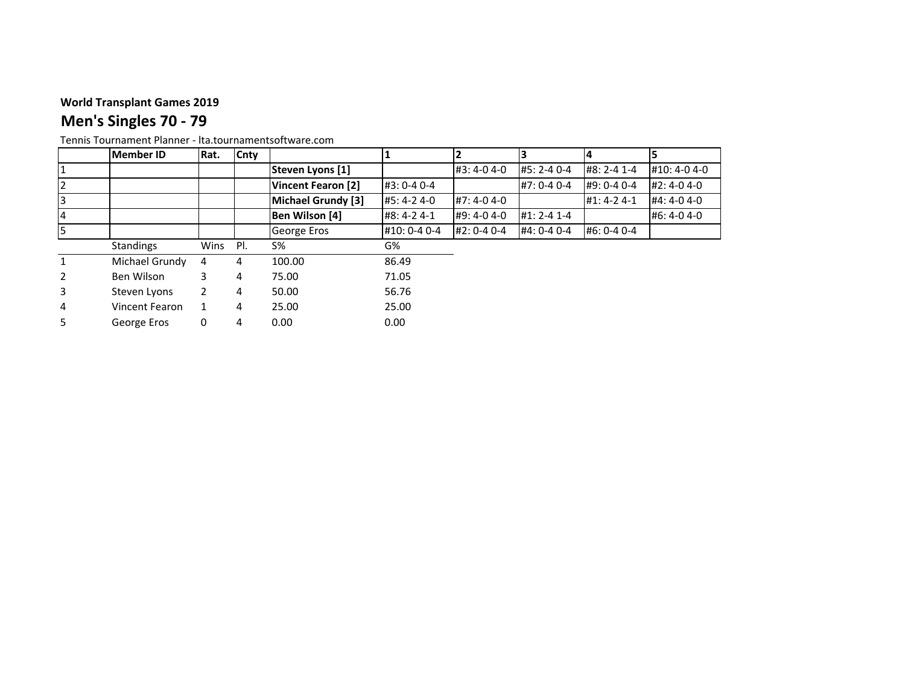**World Transplant Games 2019**

## Men's Singles 70 - 79

Tennis Tournament Planner - lta.tournamentsoftware.com

| | Member ID | Rat. | Cnty | | 1 | 2 | 3 | 4 | 5 |
|---|---|---|---|---|---|---|---|---|---|
| 1 | | | | **Steven Lyons [1]** | | #3: 4-0 4-0 | #5: 2-4 0-4 | #8: 2-4 1-4 | #10: 4-0 4-0 |
| 2 | | | | **Vincent Fearon [2]** | #3: 0-4 0-4 | | #7: 0-4 0-4 | #9: 0-4 0-4 | #2: 4-0 4-0 |
| 3 | | | | **Michael Grundy [3]** | #5: 4-2 4-0 | #7: 4-0 4-0 | | #1: 4-2 4-1 | #4: 4-0 4-0 |
| 4 | | | | **Ben Wilson [4]** | #8: 4-2 4-1 | #9: 4-0 4-0 | #1: 2-4 1-4 | | #6: 4-0 4-0 |
| 5 | | | | George Eros | #10: 0-4 0-4 | #2: 0-4 0-4 | #4: 0-4 0-4 | #6: 0-4 0-4 | |

| | Standings | Wins | Pl. | S% | G% |
|---|---|---|---|---|---|
| 1 | Michael Grundy | 4 | 4 | 100.00 | 86.49 |
| 2 | Ben Wilson | 3 | 4 | 75.00 | 71.05 |
| 3 | Steven Lyons | 2 | 4 | 50.00 | 56.76 |
| 4 | Vincent Fearon | 1 | 4 | 25.00 | 25.00 |
| 5 | George Eros | 0 | 4 | 0.00 | 0.00 |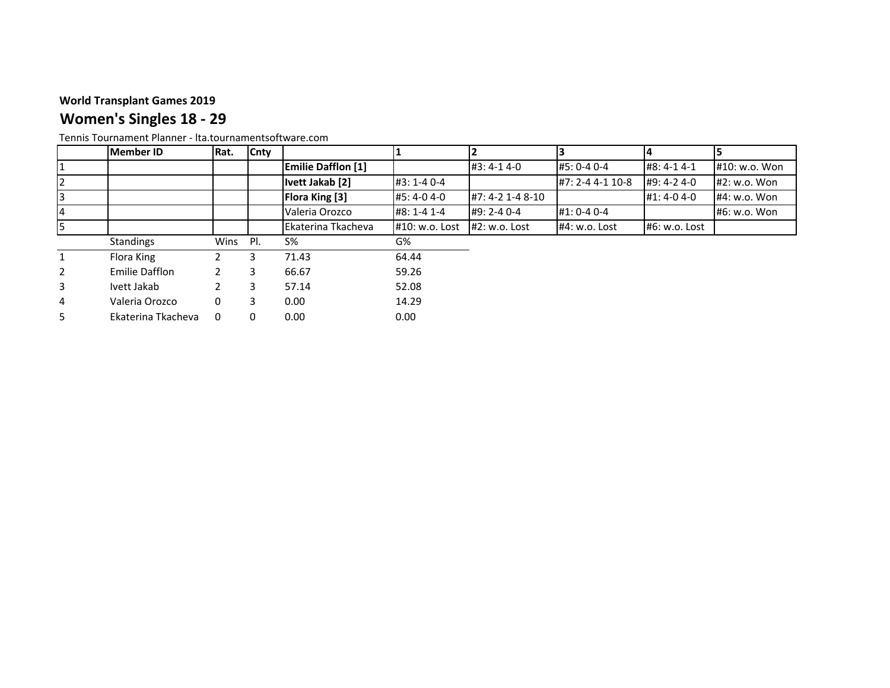**World Transplant Games 2019**

## Women's Singles 18 - 29

Tennis Tournament Planner - lta.tournamentsoftware.com

| | Member ID | Rat. | Cnty | | 1 | 2 | 3 | 4 | 5 |
|---|---|---|---|---|---|---|---|---|---|
| 1 | | | | **Emilie Dafflon [1]** | | #3: 4-1 4-0 | #5: 0-4 0-4 | #8: 4-1 4-1 | #10: w.o. Won |
| 2 | | | | **Ivett Jakab [2]** | #3: 1-4 0-4 | | #7: 2-4 4-1 10-8 | #9: 4-2 4-0 | #2: w.o. Won |
| 3 | | | | **Flora King [3]** | #5: 4-0 4-0 | #7: 4-2 1-4 8-10 | | #1: 4-0 4-0 | #4: w.o. Won |
| 4 | | | | Valeria Orozco | #8: 1-4 1-4 | #9: 2-4 0-4 | #1: 0-4 0-4 | | #6: w.o. Won |
| 5 | | | | Ekaterina Tkacheva | #10: w.o. Lost | #2: w.o. Lost | #4: w.o. Lost | #6: w.o. Lost | |

| | Standings | Wins | Pl. | S% | G% |
|---|---|---|---|---|---|
| 1 | Flora King | 2 | 3 | 71.43 | 64.44 |
| 2 | Emilie Dafflon | 2 | 3 | 66.67 | 59.26 |
| 3 | Ivett Jakab | 2 | 3 | 57.14 | 52.08 |
| 4 | Valeria Orozco | 0 | 3 | 0.00 | 14.29 |
| 5 | Ekaterina Tkacheva | 0 | 0 | 0.00 | 0.00 |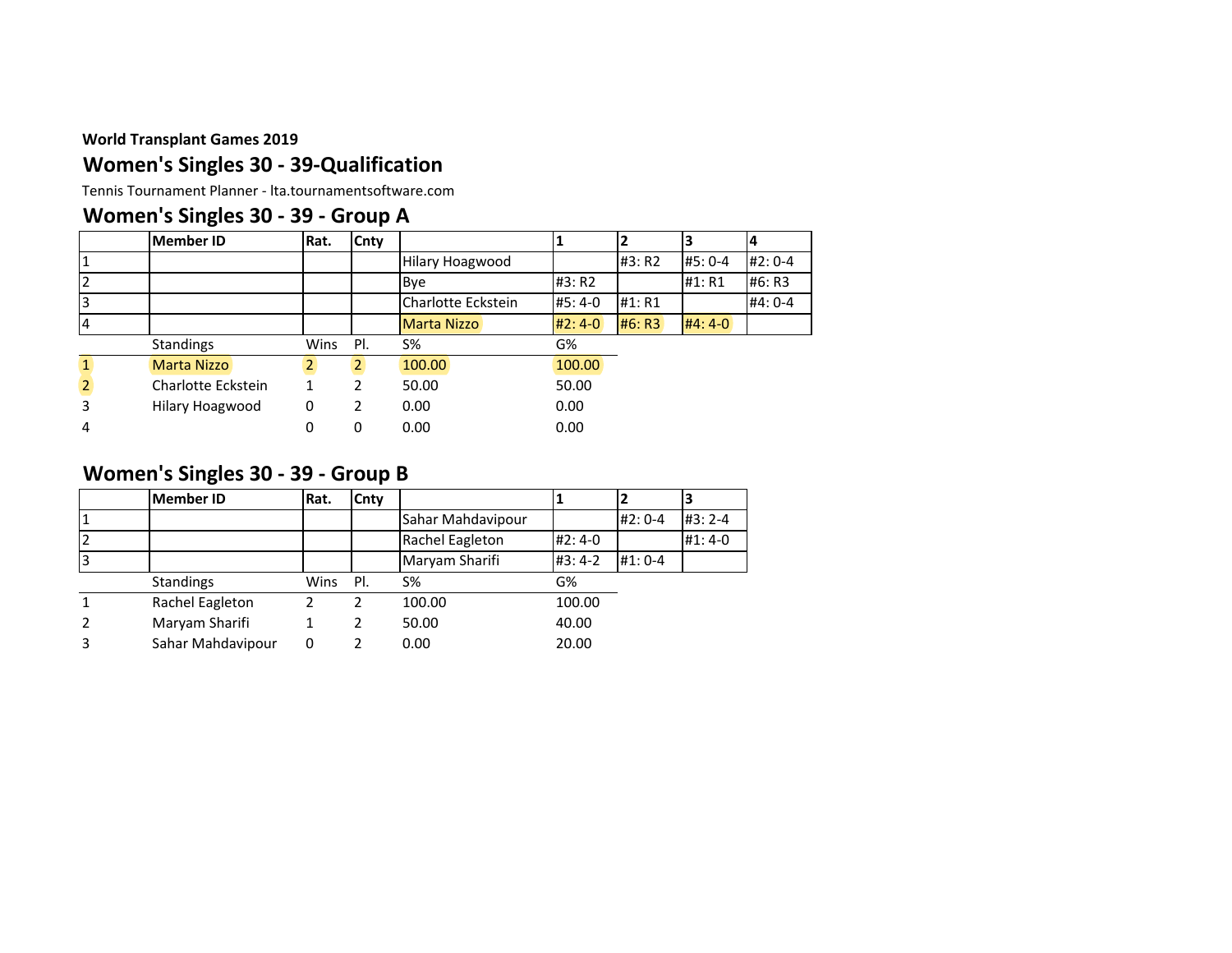**World Transplant Games 2019**

## Women's Singles 30 - 39-Qualification

Tennis Tournament Planner - lta.tournamentsoftware.com

## Women's Singles 30 - 39 - Group A

| | Member ID | Rat. | Cnty | | 1 | 2 | 3 | 4 |
|---|---|---|---|---|---|---|---|---|
| 1 | | | | Hilary Hoagwood | | #3: R2 | #5: 0-4 | #2: 0-4 |
| 2 | | | | Bye | #3: R2 | | #1: R1 | #6: R3 |
| 3 | | | | Charlotte Eckstein | #5: 4-0 | #1: R1 | | #4: 0-4 |
| 4 | | | | Marta Nizzo | #2: 4-0 | #6: R3 | #4: 4-0 | |

| | Standings | Wins | Pl. | S% | G% |
|---|---|---|---|---|---|
| 1 | Marta Nizzo | 2 | 2 | 100.00 | 100.00 |
| 2 | Charlotte Eckstein | 1 | 2 | 50.00 | 50.00 |
| 3 | Hilary Hoagwood | 0 | 2 | 0.00 | 0.00 |
| 4 | | 0 | 0 | 0.00 | 0.00 |

## Women's Singles 30 - 39 - Group B

| | Member ID | Rat. | Cnty | | 1 | 2 | 3 |
|---|---|---|---|---|---|---|---|
| 1 | | | | Sahar Mahdavipour | | #2: 0-4 | #3: 2-4 |
| 2 | | | | Rachel Eagleton | #2: 4-0 | | #1: 4-0 |
| 3 | | | | Maryam Sharifi | #3: 4-2 | #1: 0-4 | |

| | Standings | Wins | Pl. | S% | G% |
|---|---|---|---|---|---|
| 1 | Rachel Eagleton | 2 | 2 | 100.00 | 100.00 |
| 2 | Maryam Sharifi | 1 | 2 | 50.00 | 40.00 |
| 3 | Sahar Mahdavipour | 0 | 2 | 0.00 | 20.00 |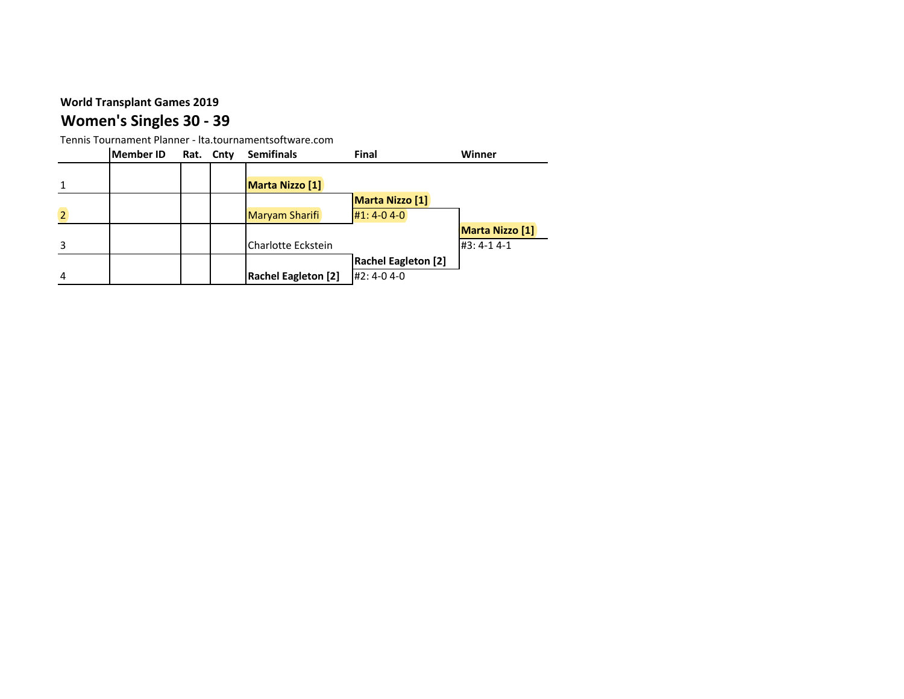**World Transplant Games 2019**

## Women's Singles 30 - 39

Tennis Tournament Planner - lta.tournamentsoftware.com

| | Member ID | Rat. | Cnty | Semifinals | Final | Winner |
|---|---|---|---|---|---|---|
| 1 | | | | **Marta Nizzo [1]** | | |
| | | | | | **Marta Nizzo [1]** | |
| 2 | | | | Maryam Sharifi | #1: 4-0 4-0 | |
| | | | | | | **Marta Nizzo [1]** |
| 3 | | | | Charlotte Eckstein | | #3: 4-1 4-1 |
| | | | | | **Rachel Eagleton [2]** | |
| 4 | | | | **Rachel Eagleton [2]** | #2: 4-0 4-0 | |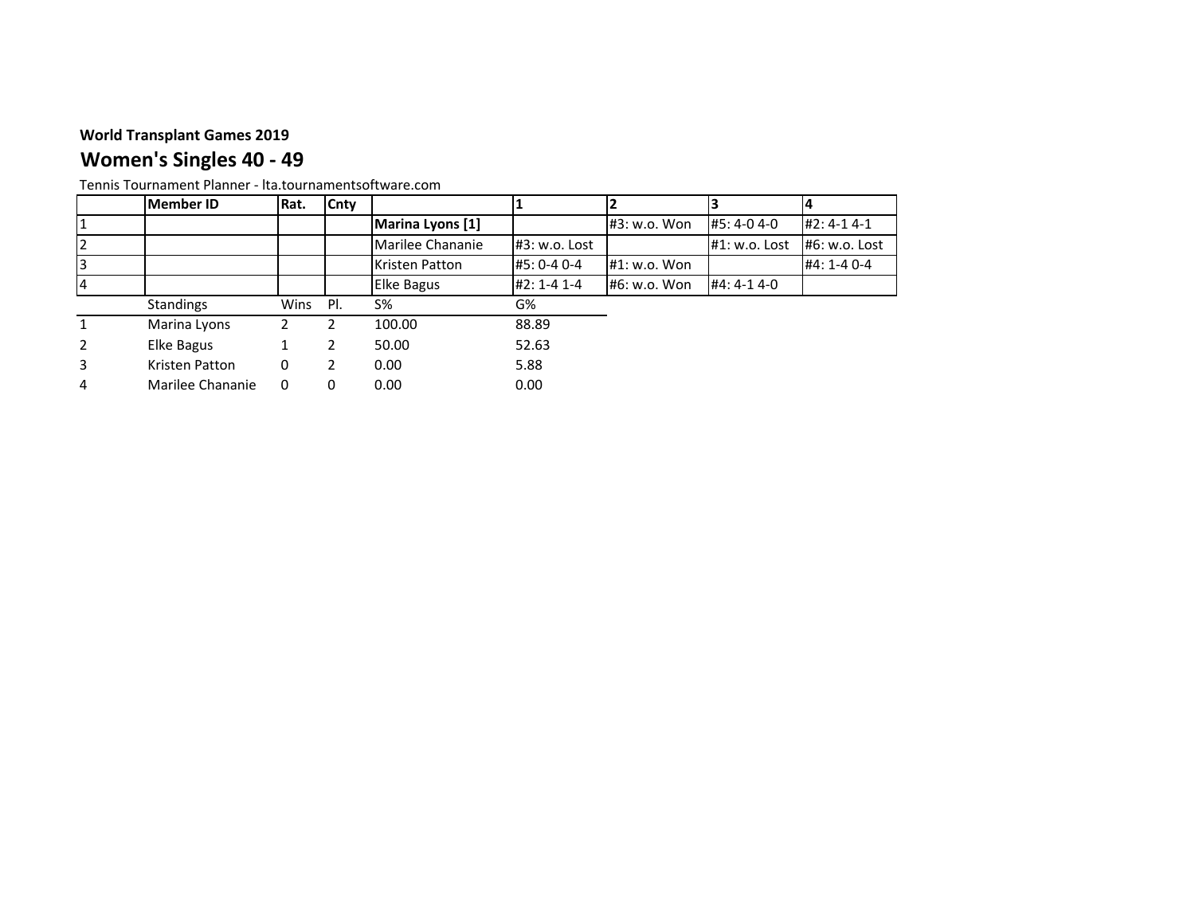**World Transplant Games 2019**

## Women's Singles 40 - 49

Tennis Tournament Planner - lta.tournamentsoftware.com

| | Member ID | Rat. | Cnty | | 1 | 2 | 3 | 4 |
|---|---|---|---|---|---|---|---|---|
| 1 | | | | **Marina Lyons [1]** | | #3: w.o. Won | #5: 4-0 4-0 | #2: 4-1 4-1 |
| 2 | | | | Marilee Chananie | #3: w.o. Lost | | #1: w.o. Lost | #6: w.o. Lost |
| 3 | | | | Kristen Patton | #5: 0-4 0-4 | #1: w.o. Won | | #4: 1-4 0-4 |
| 4 | | | | Elke Bagus | #2: 1-4 1-4 | #6: w.o. Won | #4: 4-1 4-0 | |

| | Standings | Wins | Pl. | S% | G% |
|---|---|---|---|---|---|
| 1 | Marina Lyons | 2 | 2 | 100.00 | 88.89 |
| 2 | Elke Bagus | 1 | 2 | 50.00 | 52.63 |
| 3 | Kristen Patton | 0 | 2 | 0.00 | 5.88 |
| 4 | Marilee Chananie | 0 | 0 | 0.00 | 0.00 |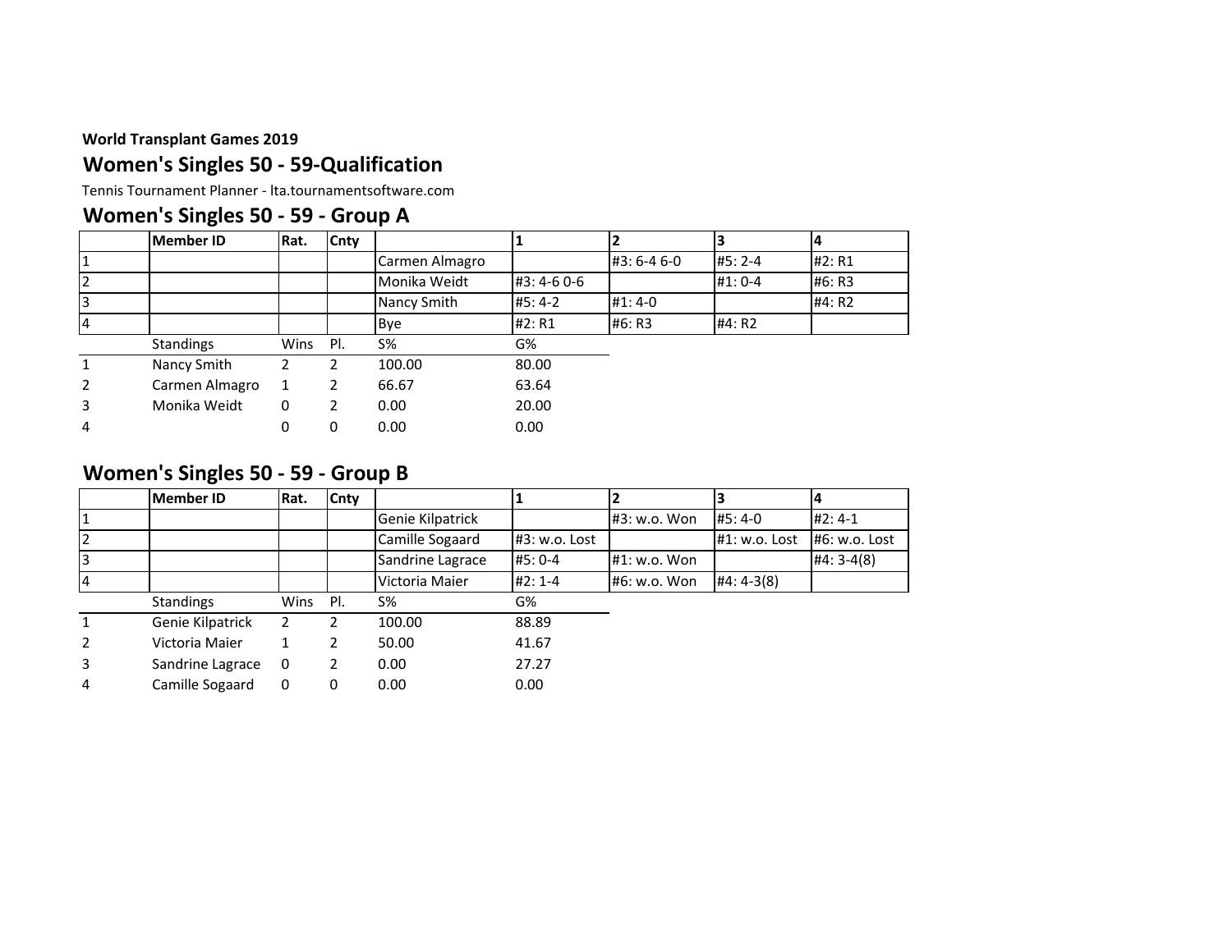**World Transplant Games 2019**

## Women's Singles 50 - 59-Qualification

Tennis Tournament Planner - lta.tournamentsoftware.com

## Women's Singles 50 - 59 - Group A

| | Member ID | Rat. | Cnty | | 1 | 2 | 3 | 4 |
|---|---|---|---|---|---|---|---|---|
| 1 | | | | Carmen Almagro | | #3: 6-4 6-0 | #5: 2-4 | #2: R1 |
| 2 | | | | Monika Weidt | #3: 4-6 0-6 | | #1: 0-4 | #6: R3 |
| 3 | | | | Nancy Smith | #5: 4-2 | #1: 4-0 | | #4: R2 |
| 4 | | | | Bye | #2: R1 | #6: R3 | #4: R2 | |

| | Standings | Wins | Pl. | S% | G% |
|---|---|---|---|---|---|
| 1 | Nancy Smith | 2 | 2 | 100.00 | 80.00 |
| 2 | Carmen Almagro | 1 | 2 | 66.67 | 63.64 |
| 3 | Monika Weidt | 0 | 2 | 0.00 | 20.00 |
| 4 | | 0 | 0 | 0.00 | 0.00 |

## Women's Singles 50 - 59 - Group B

| | Member ID | Rat. | Cnty | | 1 | 2 | 3 | 4 |
|---|---|---|---|---|---|---|---|---|
| 1 | | | | Genie Kilpatrick | | #3: w.o. Won | #5: 4-0 | #2: 4-1 |
| 2 | | | | Camille Sogaard | #3: w.o. Lost | | #1: w.o. Lost | #6: w.o. Lost |
| 3 | | | | Sandrine Lagrace | #5: 0-4 | #1: w.o. Won | | #4: 3-4(8) |
| 4 | | | | Victoria Maier | #2: 1-4 | #6: w.o. Won | #4: 4-3(8) | |

| | Standings | Wins | Pl. | S% | G% |
|---|---|---|---|---|---|
| 1 | Genie Kilpatrick | 2 | 2 | 100.00 | 88.89 |
| 2 | Victoria Maier | 1 | 2 | 50.00 | 41.67 |
| 3 | Sandrine Lagrace | 0 | 2 | 0.00 | 27.27 |
| 4 | Camille Sogaard | 0 | 0 | 0.00 | 0.00 |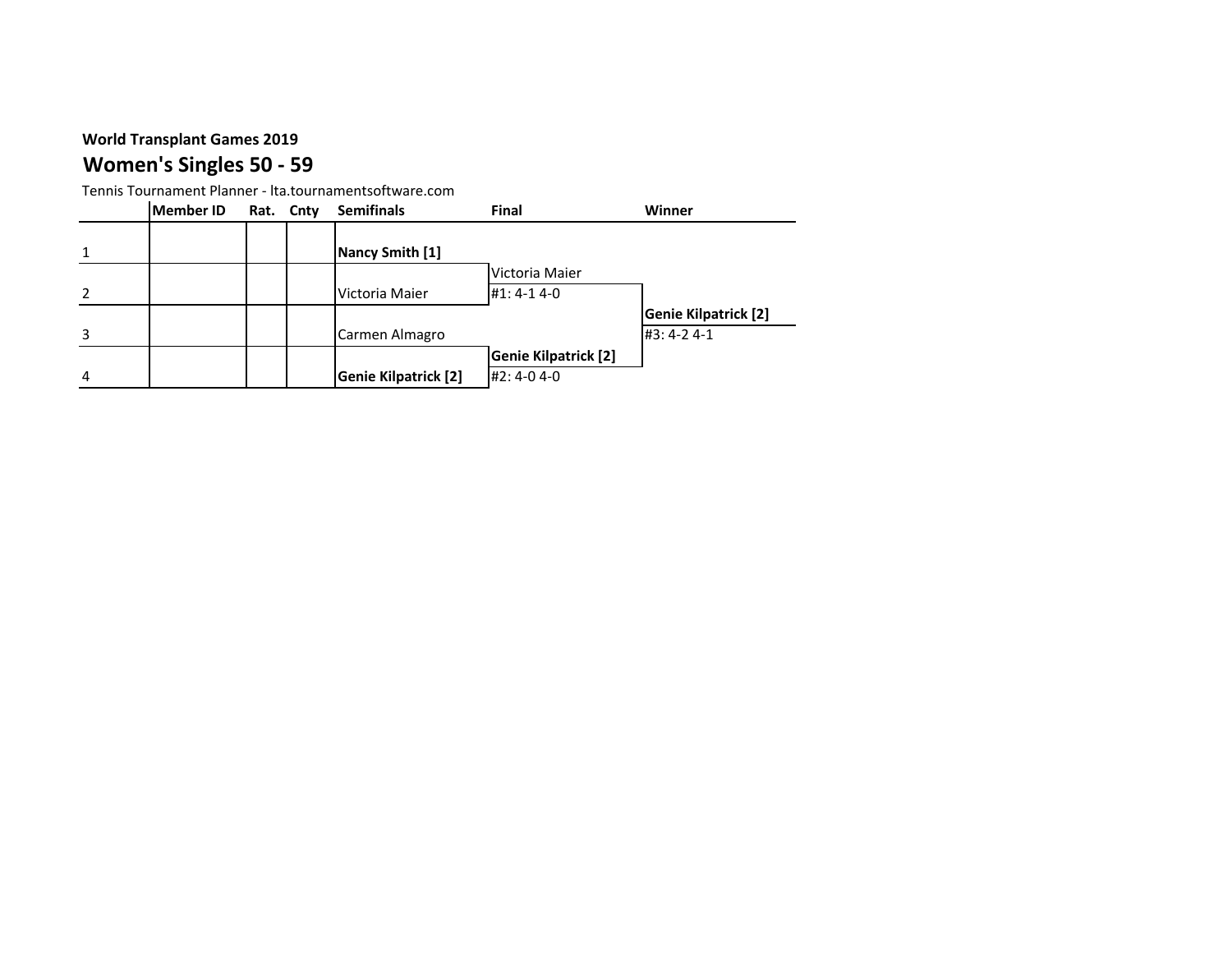**World Transplant Games 2019**

## Women's Singles 50 - 59

Tennis Tournament Planner - lta.tournamentsoftware.com

| | Member ID | Rat. | Cnty | Semifinals | Final | Winner |
|---|---|---|---|---|---|---|
| 1 | | | | **Nancy Smith [1]** | | |
| | | | | | Victoria Maier | |
| 2 | | | | Victoria Maier | #1: 4-1 4-0 | |
| | | | | | | **Genie Kilpatrick [2]** |
| 3 | | | | Carmen Almagro | | #3: 4-2 4-1 |
| | | | | | **Genie Kilpatrick [2]** | |
| 4 | | | | **Genie Kilpatrick [2]** | #2: 4-0 4-0 | |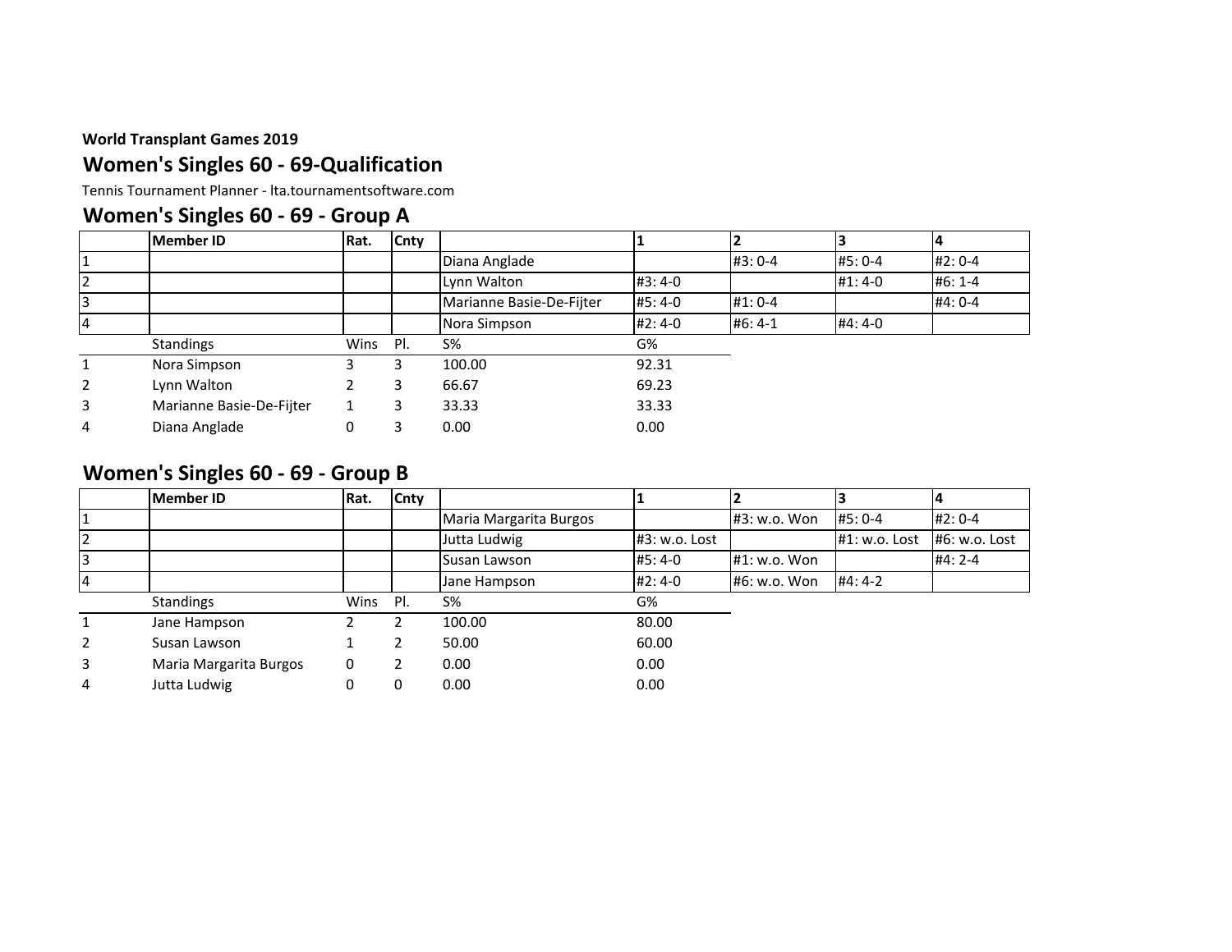**World Transplant Games 2019**

## Women's Singles 60 - 69-Qualification

Tennis Tournament Planner - lta.tournamentsoftware.com

## Women's Singles 60 - 69 - Group A

| | Member ID | Rat. | Cnty | | 1 | 2 | 3 | 4 |
|---|---|---|---|---|---|---|---|---|
| 1 | | | | Diana Anglade | | #3: 0-4 | #5: 0-4 | #2: 0-4 |
| 2 | | | | Lynn Walton | #3: 4-0 | | #1: 4-0 | #6: 1-4 |
| 3 | | | | Marianne Basie-De-Fijter | #5: 4-0 | #1: 0-4 | | #4: 0-4 |
| 4 | | | | Nora Simpson | #2: 4-0 | #6: 4-1 | #4: 4-0 | |

| | Standings | Wins | Pl. | S% | G% |
|---|---|---|---|---|---|
| 1 | Nora Simpson | 3 | 3 | 100.00 | 92.31 |
| 2 | Lynn Walton | 2 | 3 | 66.67 | 69.23 |
| 3 | Marianne Basie-De-Fijter | 1 | 3 | 33.33 | 33.33 |
| 4 | Diana Anglade | 0 | 3 | 0.00 | 0.00 |

## Women's Singles 60 - 69 - Group B

| | Member ID | Rat. | Cnty | | 1 | 2 | 3 | 4 |
|---|---|---|---|---|---|---|---|---|
| 1 | | | | Maria Margarita Burgos | | #3: w.o. Won | #5: 0-4 | #2: 0-4 |
| 2 | | | | Jutta Ludwig | #3: w.o. Lost | | #1: w.o. Lost | #6: w.o. Lost |
| 3 | | | | Susan Lawson | #5: 4-0 | #1: w.o. Won | | #4: 2-4 |
| 4 | | | | Jane Hampson | #2: 4-0 | #6: w.o. Won | #4: 4-2 | |

| | Standings | Wins | Pl. | S% | G% |
|---|---|---|---|---|---|
| 1 | Jane Hampson | 2 | 2 | 100.00 | 80.00 |
| 2 | Susan Lawson | 1 | 2 | 50.00 | 60.00 |
| 3 | Maria Margarita Burgos | 0 | 2 | 0.00 | 0.00 |
| 4 | Jutta Ludwig | 0 | 0 | 0.00 | 0.00 |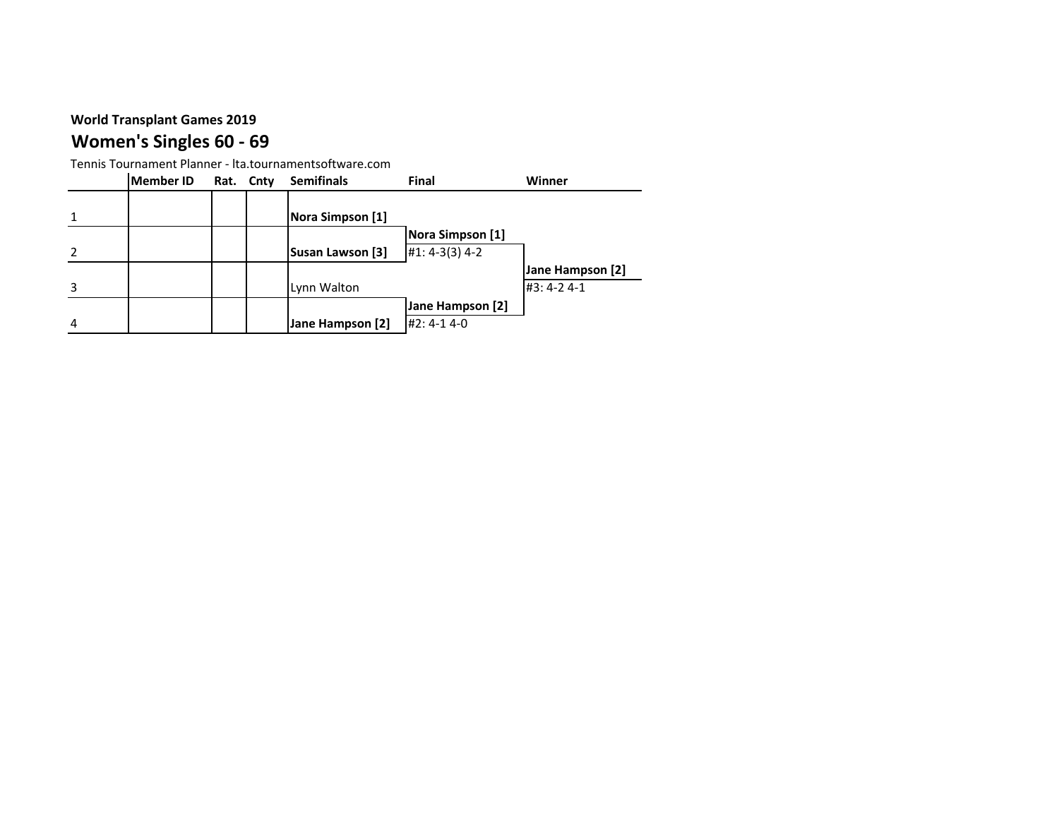**World Transplant Games 2019**

## Women's Singles 60 - 69

Tennis Tournament Planner - lta.tournamentsoftware.com

| | Member ID | Rat. | Cnty | Semifinals | Final | Winner |
|---|---|---|---|---|---|---|
| 1 | | | | **Nora Simpson [1]** | | |
| | | | | | **Nora Simpson [1]** | |
| 2 | | | | **Susan Lawson [3]** | #1: 4-3(3) 4-2 | |
| | | | | | | **Jane Hampson [2]** |
| 3 | | | | Lynn Walton | | #3: 4-2 4-1 |
| | | | | | **Jane Hampson [2]** | |
| 4 | | | | **Jane Hampson [2]** | #2: 4-1 4-0 | |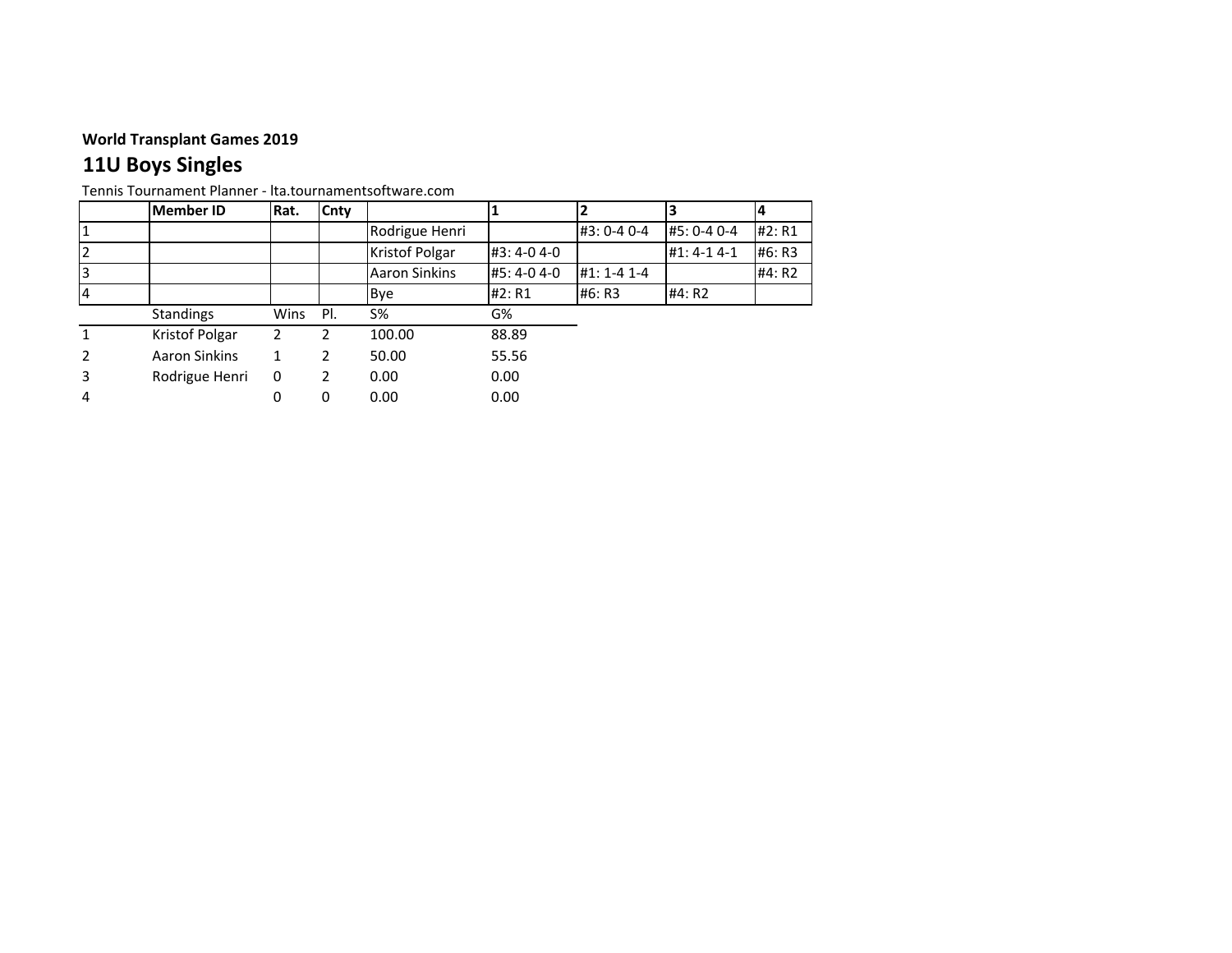**World Transplant Games 2019**

## 11U Boys Singles

Tennis Tournament Planner - lta.tournamentsoftware.com

| | Member ID | Rat. | Cnty | | 1 | 2 | 3 | 4 |
|---|---|---|---|---|---|---|---|---|
| 1 | | | | Rodrigue Henri | | #3: 0-4 0-4 | #5: 0-4 0-4 | #2: R1 |
| 2 | | | | Kristof Polgar | #3: 4-0 4-0 | | #1: 4-1 4-1 | #6: R3 |
| 3 | | | | Aaron Sinkins | #5: 4-0 4-0 | #1: 1-4 1-4 | | #4: R2 |
| 4 | | | | Bye | #2: R1 | #6: R3 | #4: R2 | |

| | Standings | Wins | Pl. | S% | G% |
|---|---|---|---|---|---|
| 1 | Kristof Polgar | 2 | 2 | 100.00 | 88.89 |
| 2 | Aaron Sinkins | 1 | 2 | 50.00 | 55.56 |
| 3 | Rodrigue Henri | 0 | 2 | 0.00 | 0.00 |
| 4 | | 0 | 0 | 0.00 | 0.00 |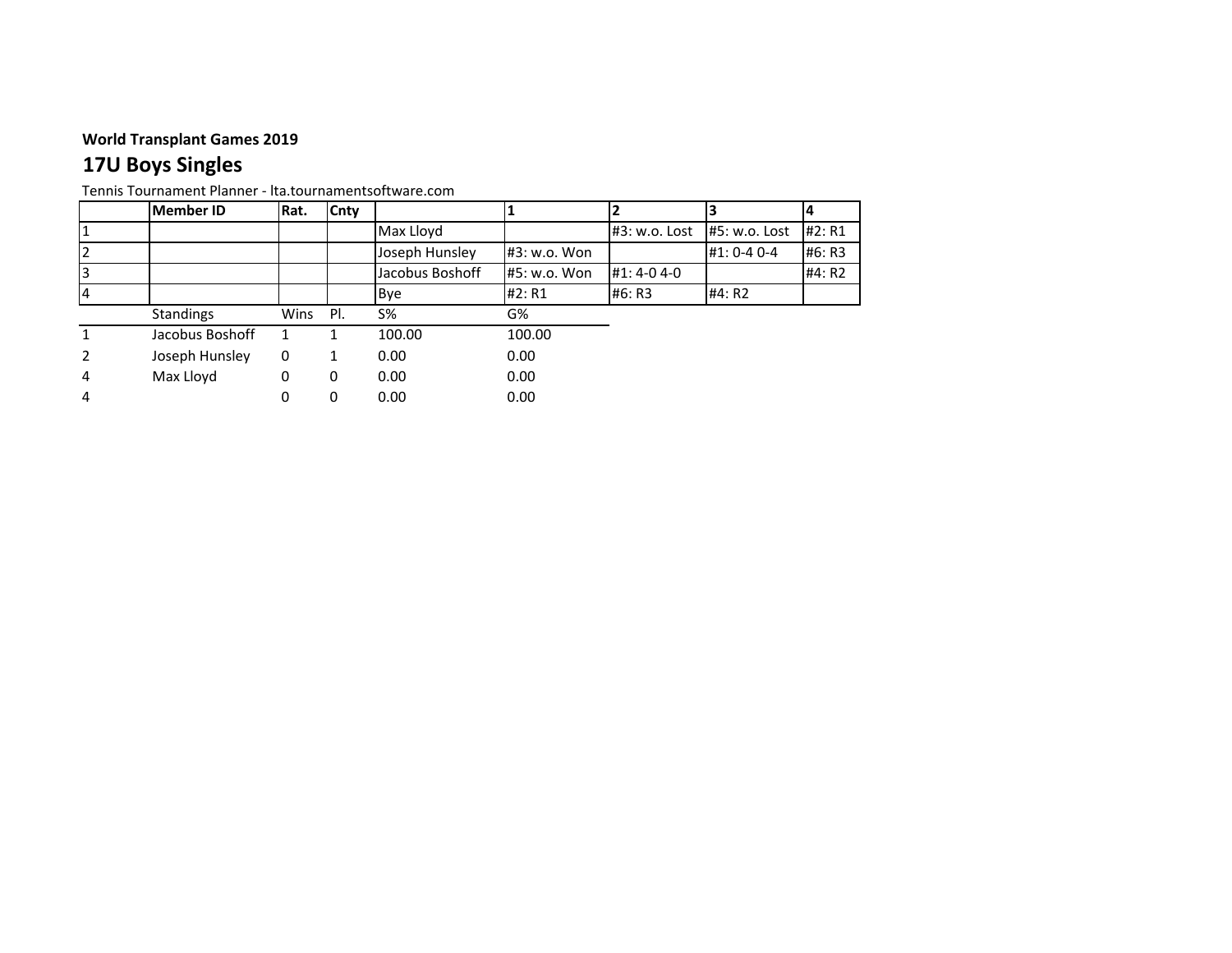**World Transplant Games 2019**

## 17U Boys Singles

Tennis Tournament Planner - lta.tournamentsoftware.com

| | Member ID | Rat. | Cnty | | 1 | 2 | 3 | 4 |
|---|---|---|---|---|---|---|---|---|
| 1 | | | | Max Lloyd | | #3: w.o. Lost | #5: w.o. Lost | #2: R1 |
| 2 | | | | Joseph Hunsley | #3: w.o. Won | | #1: 0-4 0-4 | #6: R3 |
| 3 | | | | Jacobus Boshoff | #5: w.o. Won | #1: 4-0 4-0 | | #4: R2 |
| 4 | | | | Bye | #2: R1 | #6: R3 | #4: R2 | |

| | Standings | Wins | Pl. | S% | G% |
|---|---|---|---|---|---|
| 1 | Jacobus Boshoff | 1 | 1 | 100.00 | 100.00 |
| 2 | Joseph Hunsley | 0 | 1 | 0.00 | 0.00 |
| 4 | Max Lloyd | 0 | 0 | 0.00 | 0.00 |
| 4 | | 0 | 0 | 0.00 | 0.00 |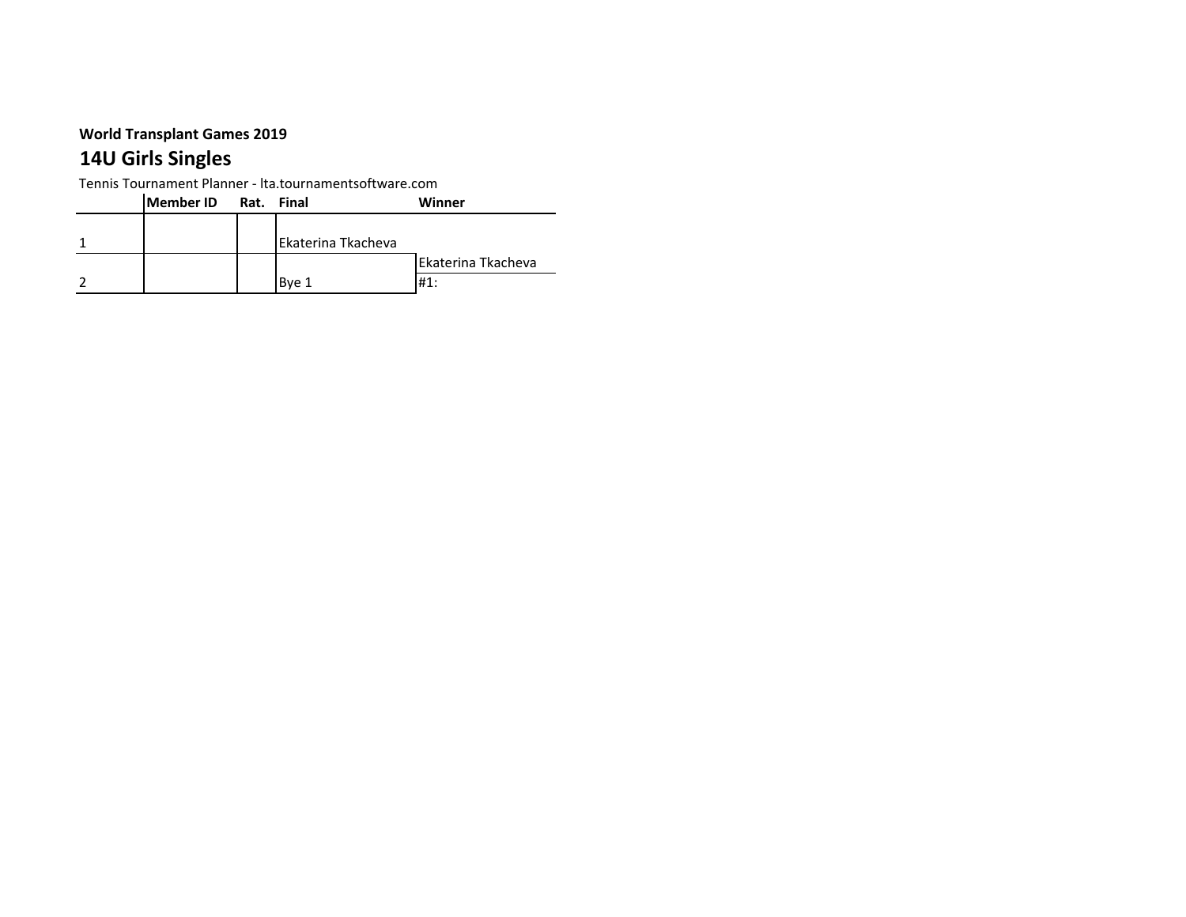**World Transplant Games 2019**

## 14U Girls Singles

Tennis Tournament Planner - lta.tournamentsoftware.com

| | Member ID | Rat. | Final | Winner |
|---|---|---|---|---|
| 1 | | | Ekaterina Tkacheva | |
| | | | | Ekaterina Tkacheva |
| 2 | | | Bye 1 | #1: |